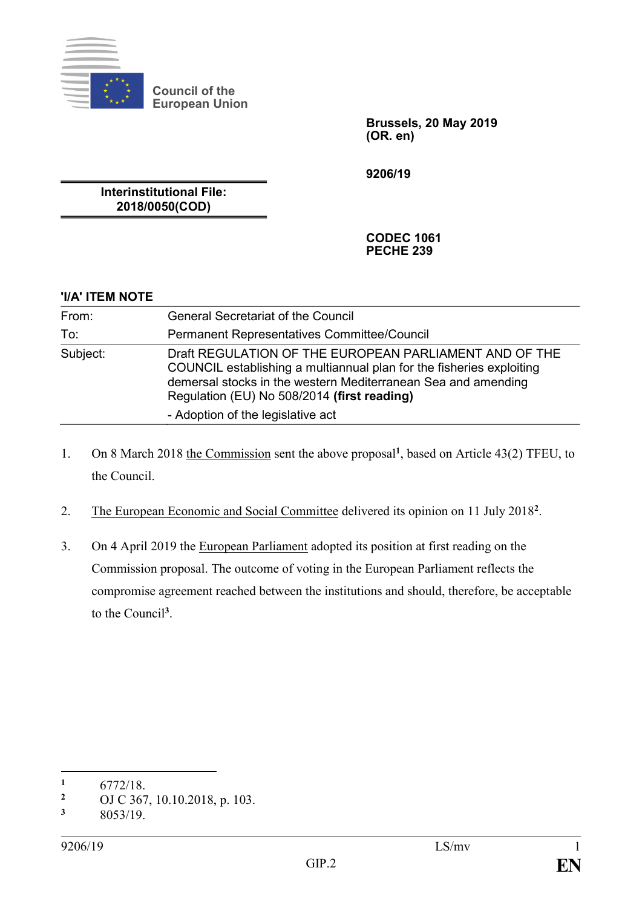Council of the European Union

**Brussels, 20 May 2019**
**(OR. en)**

**9206/19**

**Interinstitutional File:**
**2018/0050(COD)**

**CODEC 1061**
**PECHE 239**

**'I/A' ITEM NOTE**

| | |
|---|---|
| From: | General Secretariat of the Council |
| To: | Permanent Representatives Committee/Council |
| Subject: | Draft REGULATION OF THE EUROPEAN PARLIAMENT AND OF THE COUNCIL establishing a multiannual plan for the fisheries exploiting demersal stocks in the western Mediterranean Sea and amending Regulation (EU) No 508/2014 **(first reading)**<br>- Adoption of the legislative act |

1. On 8 March 2018 the Commission sent the above proposal[1], based on Article 43(2) TFEU, to the Council.

2. The European Economic and Social Committee delivered its opinion on 11 July 2018[2].

3. On 4 April 2019 the European Parliament adopted its position at first reading on the Commission proposal. The outcome of voting in the European Parliament reflects the compromise agreement reached between the institutions and should, therefore, be acceptable to the Council[3].

---

[1] 6772/18.
[2] OJ C 367, 10.10.2018, p. 103.
[3] 8053/19.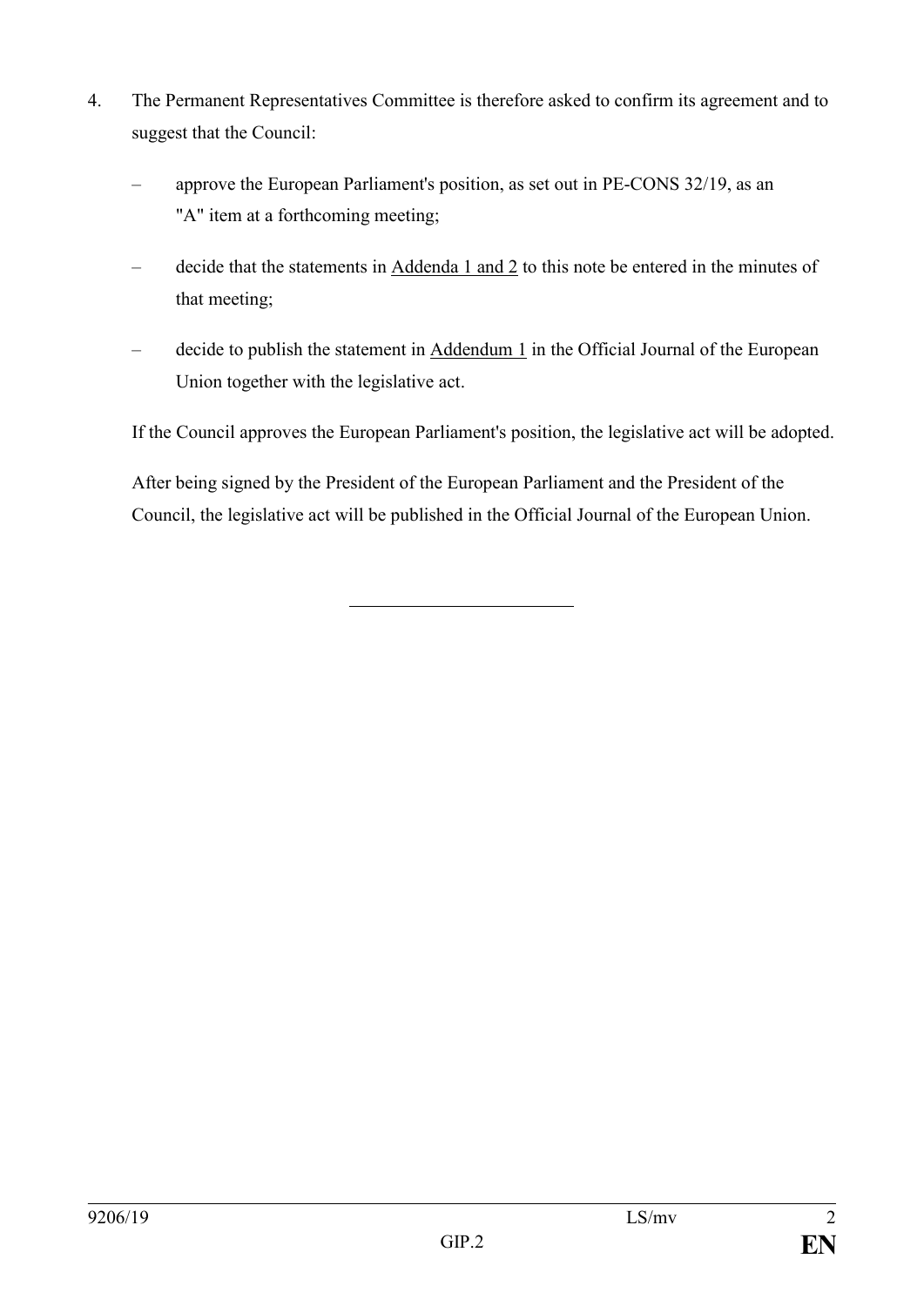4. The Permanent Representatives Committee is therefore asked to confirm its agreement and to suggest that the Council:

   – approve the European Parliament's position, as set out in PE-CONS 32/19, as an "A" item at a forthcoming meeting;

   – decide that the statements in Addenda 1 and 2 to this note be entered in the minutes of that meeting;

   – decide to publish the statement in Addendum 1 in the Official Journal of the European Union together with the legislative act.

   If the Council approves the European Parliament's position, the legislative act will be adopted.

   After being signed by the President of the European Parliament and the President of the Council, the legislative act will be published in the Official Journal of the European Union.